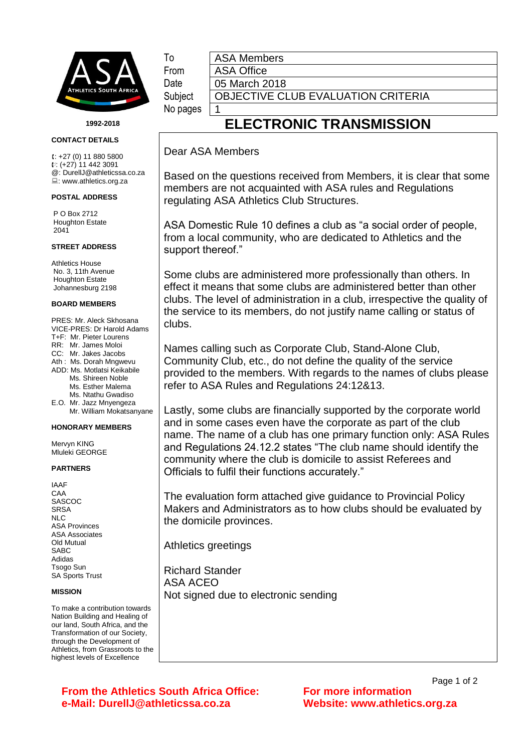| To | ASA Members |
| --- | --- |
| From | ASA Office |
| Date | 05 March 2018 |
| Subject | OBJECTIVE CLUB EVALUATION CRITERIA |
| No pages | 1 |

# ELECTRONIC TRANSMISSION

**1992-2018**

**CONTACT DETAILS**

: +27 (0) 11 880 5800
: (+27) 11 442 3091
@: DurellJ@athleticssa.co.za
: www.athletics.org.za

**POSTAL ADDRESS**

P O Box 2712
Houghton Estate
2041

**STREET ADDRESS**

Athletics House
No. 3, 11th Avenue
Houghton Estate
Johannesburg 2198

**BOARD MEMBERS**

PRES: Mr. Aleck Skhosana
VICE-PRES: Dr Harold Adams
T+F: Mr. Pieter Lourens
RR: Mr. James Moloi
CC: Mr. Jakes Jacobs
Ath : Ms. Dorah Mngwevu
ADD: Ms. Motlatsi Keikabile
Ms. Shireen Noble
Ms. Esther Malema
Ms. Ntathu Gwadiso
E.O. Mr. Jazz Mnyengeza
Mr. William Mokatsanyane

**HONORARY MEMBERS**

Mervyn KING
Mluleki GEORGE

**PARTNERS**

IAAF
CAA
SASCOC
SRSA
NLC
ASA Provinces
ASA Associates
Old Mutual
SABC
Adidas
Tsogo Sun
SA Sports Trust

**MISSION**

To make a contribution towards Nation Building and Healing of our land, South Africa, and the Transformation of our Society, through the Development of Athletics, from Grassroots to the highest levels of Excellence

Dear ASA Members

Based on the questions received from Members, it is clear that some members are not acquainted with ASA rules and Regulations regulating ASA Athletics Club Structures.

ASA Domestic Rule 10 defines a club as "a social order of people, from a local community, who are dedicated to Athletics and the support thereof."

Some clubs are administered more professionally than others. In effect it means that some clubs are administered better than other clubs. The level of administration in a club, irrespective the quality of the service to its members, do not justify name calling or status of clubs.

Names calling such as Corporate Club, Stand-Alone Club, Community Club, etc., do not define the quality of the service provided to the members. With regards to the names of clubs please refer to ASA Rules and Regulations 24:12&13.

Lastly, some clubs are financially supported by the corporate world and in some cases even have the corporate as part of the club name. The name of a club has one primary function only: ASA Rules and Regulations 24.12.2 states "The club name should identify the community where the club is domicile to assist Referees and Officials to fulfil their functions accurately."

The evaluation form attached give guidance to Provincial Policy Makers and Administrators as to how clubs should be evaluated by the domicile provinces.

Athletics greetings

Richard Stander
ASA ACEO
Not signed due to electronic sending

**From the Athletics South Africa Office:**
**e-Mail: DurellJ@athleticssa.co.za**

**For more information**
**Website: www.athletics.org.za**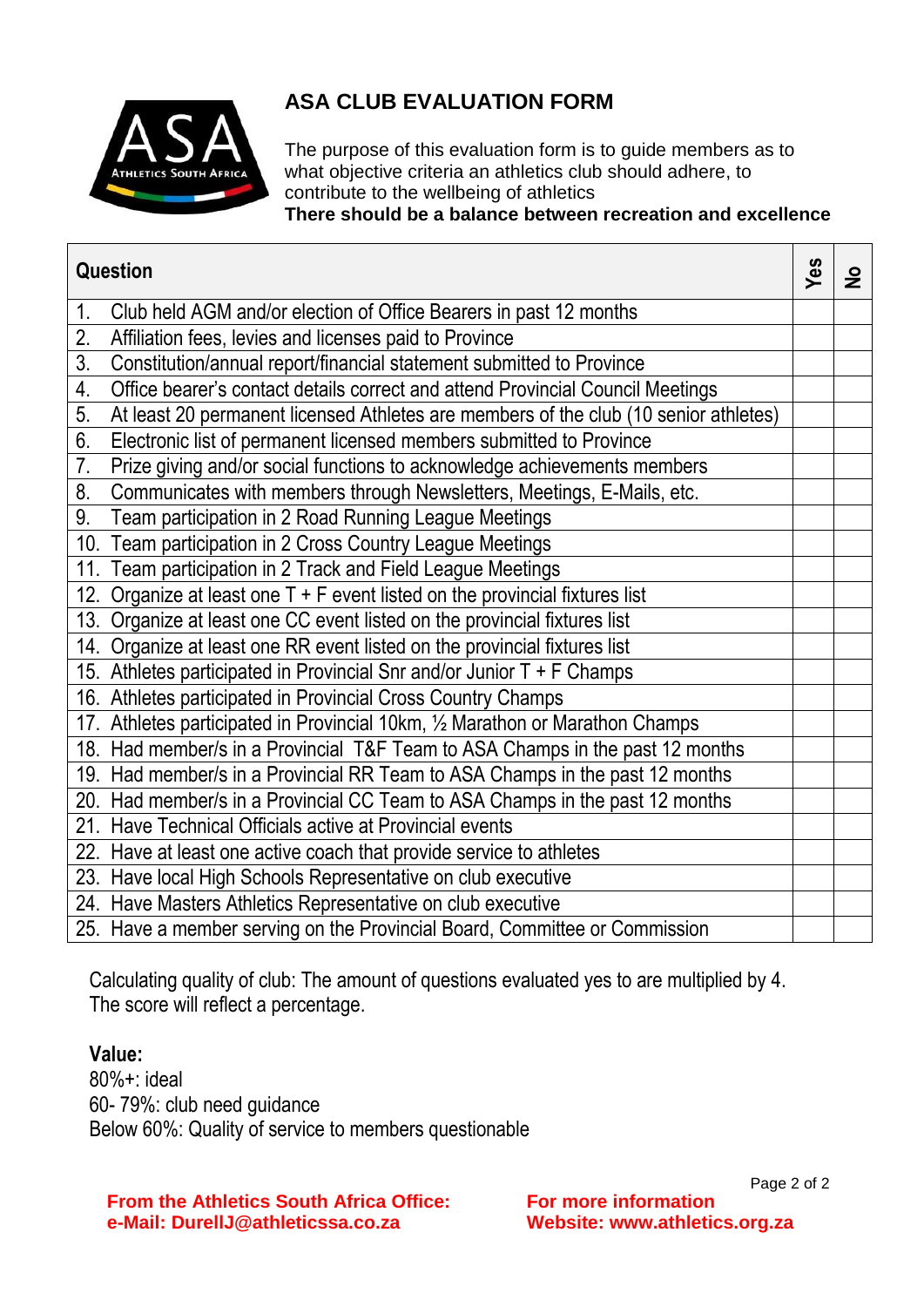# ASA CLUB EVALUATION FORM

The purpose of this evaluation form is to guide members as to what objective criteria an athletics club should adhere, to contribute to the wellbeing of athletics

**There should be a balance between recreation and excellence**

| Question | Yes | No |
|---|---|---|
| 1. Club held AGM and/or election of Office Bearers in past 12 months | | |
| 2. Affiliation fees, levies and licenses paid to Province | | |
| 3. Constitution/annual report/financial statement submitted to Province | | |
| 4. Office bearer's contact details correct and attend Provincial Council Meetings | | |
| 5. At least 20 permanent licensed Athletes are members of the club (10 senior athletes) | | |
| 6. Electronic list of permanent licensed members submitted to Province | | |
| 7. Prize giving and/or social functions to acknowledge achievements members | | |
| 8. Communicates with members through Newsletters, Meetings, E-Mails, etc. | | |
| 9. Team participation in 2 Road Running League Meetings | | |
| 10. Team participation in 2 Cross Country League Meetings | | |
| 11. Team participation in 2 Track and Field League Meetings | | |
| 12. Organize at least one T + F event listed on the provincial fixtures list | | |
| 13. Organize at least one CC event listed on the provincial fixtures list | | |
| 14. Organize at least one RR event listed on the provincial fixtures list | | |
| 15. Athletes participated in Provincial Snr and/or Junior T + F Champs | | |
| 16. Athletes participated in Provincial Cross Country Champs | | |
| 17. Athletes participated in Provincial 10km, ½ Marathon or Marathon Champs | | |
| 18. Had member/s in a Provincial T&F Team to ASA Champs in the past 12 months | | |
| 19. Had member/s in a Provincial RR Team to ASA Champs in the past 12 months | | |
| 20. Had member/s in a Provincial CC Team to ASA Champs in the past 12 months | | |
| 21. Have Technical Officials active at Provincial events | | |
| 22. Have at least one active coach that provide service to athletes | | |
| 23. Have local High Schools Representative on club executive | | |
| 24. Have Masters Athletics Representative on club executive | | |
| 25. Have a member serving on the Provincial Board, Committee or Commission | | |

Calculating quality of club: The amount of questions evaluated yes to are multiplied by 4. The score will reflect a percentage.

**Value:**

80%+: ideal

60- 79%: club need guidance

Below 60%: Quality of service to members questionable

**From the Athletics South Africa Office:**
**e-Mail: DurellJ@athleticssa.co.za**

**For more information**
**Website: www.athletics.org.za**